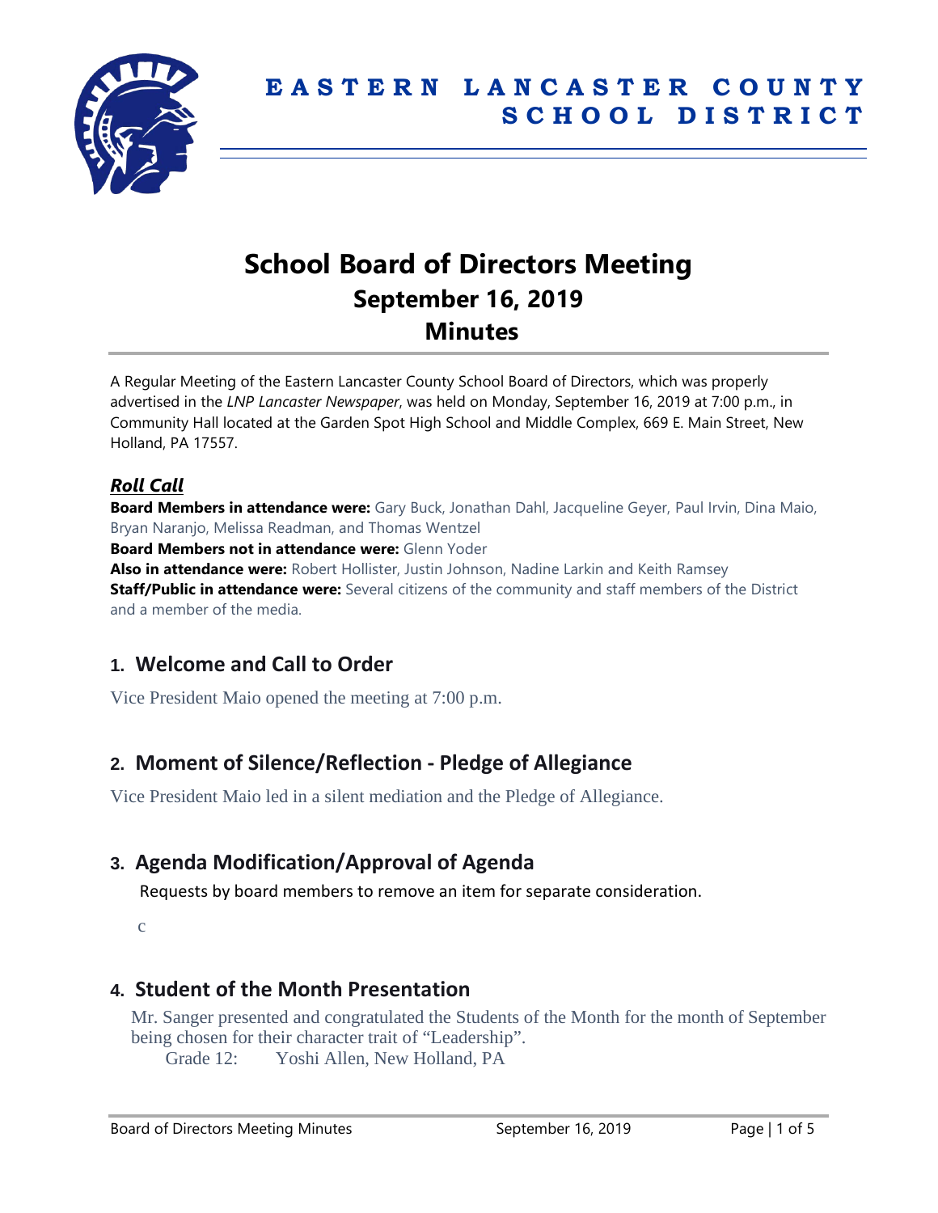# EASTERN LANCASTER COUNTY SCHOOL DISTRICT

# School Board of Directors Meeting
## September 16, 2019
## Minutes

A Regular Meeting of the Eastern Lancaster County School Board of Directors, which was properly advertised in the *LNP Lancaster Newspaper*, was held on Monday, September 16, 2019 at 7:00 p.m., in Community Hall located at the Garden Spot High School and Middle Complex, 669 E. Main Street, New Holland, PA 17557.

### *Roll Call*

**Board Members in attendance were:** Gary Buck, Jonathan Dahl, Jacqueline Geyer, Paul Irvin, Dina Maio, Bryan Naranjo, Melissa Readman, and Thomas Wentzel
**Board Members not in attendance were:** Glenn Yoder
**Also in attendance were:** Robert Hollister, Justin Johnson, Nadine Larkin and Keith Ramsey
**Staff/Public in attendance were:** Several citizens of the community and staff members of the District and a member of the media.

## 1. Welcome and Call to Order

Vice President Maio opened the meeting at 7:00 p.m.

## 2. Moment of Silence/Reflection - Pledge of Allegiance

Vice President Maio led in a silent mediation and the Pledge of Allegiance.

## 3. Agenda Modification/Approval of Agenda

Requests by board members to remove an item for separate consideration.

c

## 4. Student of the Month Presentation

Mr. Sanger presented and congratulated the Students of the Month for the month of September being chosen for their character trait of "Leadership".

Grade 12: Yoshi Allen, New Holland, PA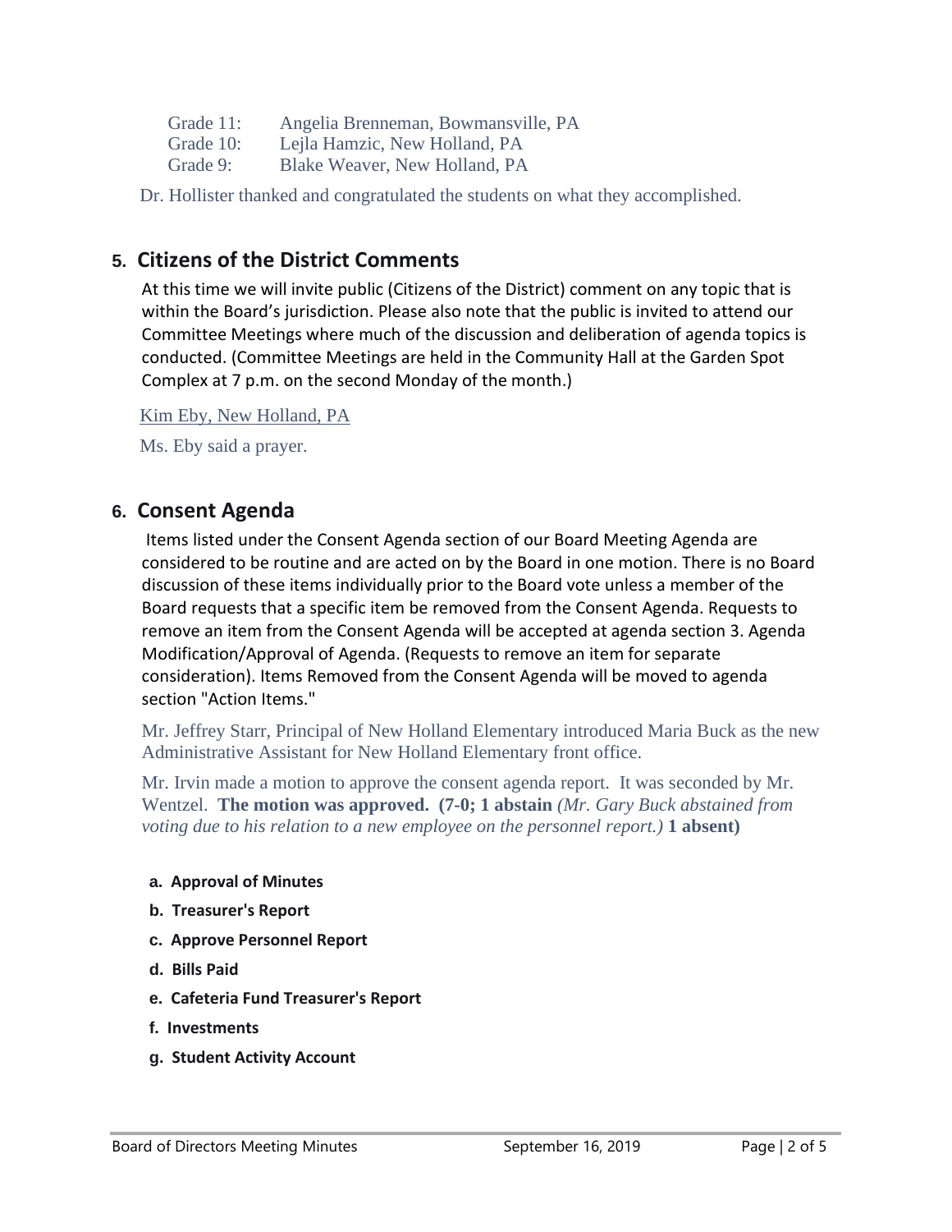Grade 11: Angelia Brenneman, Bowmansville, PA
Grade 10: Lejla Hamzic, New Holland, PA
Grade 9: Blake Weaver, New Holland, PA

Dr. Hollister thanked and congratulated the students on what they accomplished.

## 5. Citizens of the District Comments

At this time we will invite public (Citizens of the District) comment on any topic that is within the Board's jurisdiction. Please also note that the public is invited to attend our Committee Meetings where much of the discussion and deliberation of agenda topics is conducted. (Committee Meetings are held in the Community Hall at the Garden Spot Complex at 7 p.m. on the second Monday of the month.)

Kim Eby, New Holland, PA

Ms. Eby said a prayer.

## 6. Consent Agenda

Items listed under the Consent Agenda section of our Board Meeting Agenda are considered to be routine and are acted on by the Board in one motion. There is no Board discussion of these items individually prior to the Board vote unless a member of the Board requests that a specific item be removed from the Consent Agenda. Requests to remove an item from the Consent Agenda will be accepted at agenda section 3. Agenda Modification/Approval of Agenda. (Requests to remove an item for separate consideration). Items Removed from the Consent Agenda will be moved to agenda section "Action Items."

Mr. Jeffrey Starr, Principal of New Holland Elementary introduced Maria Buck as the new Administrative Assistant for New Holland Elementary front office.

Mr. Irvin made a motion to approve the consent agenda report. It was seconded by Mr. Wentzel. **The motion was approved. (7-0; 1 abstain** *(Mr. Gary Buck abstained from voting due to his relation to a new employee on the personnel report.)* **1 absent)**

- **a. Approval of Minutes**
- **b. Treasurer's Report**
- **c. Approve Personnel Report**
- **d. Bills Paid**
- **e. Cafeteria Fund Treasurer's Report**
- **f. Investments**
- **g. Student Activity Account**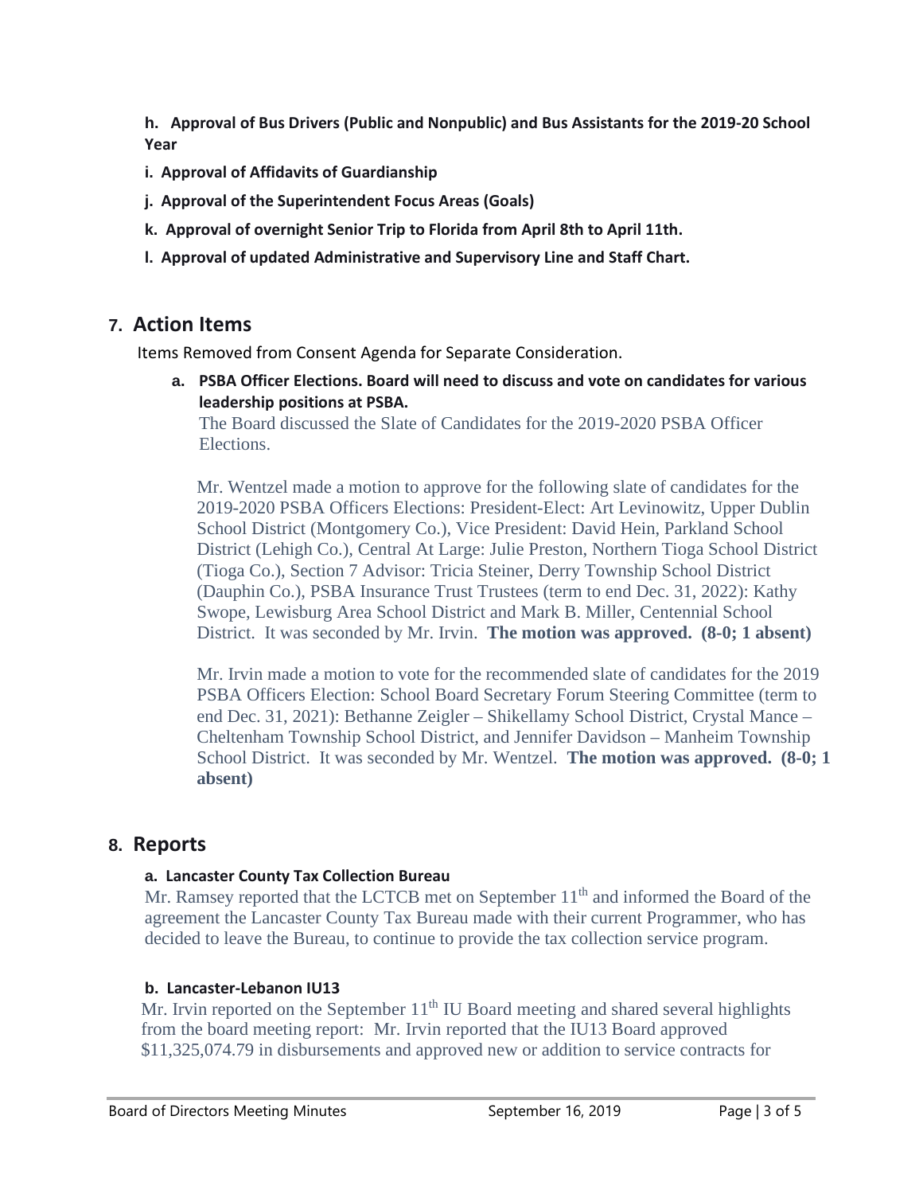**h. Approval of Bus Drivers (Public and Nonpublic) and Bus Assistants for the 2019-20 School Year**

**i. Approval of Affidavits of Guardianship**

**j. Approval of the Superintendent Focus Areas (Goals)**

**k. Approval of overnight Senior Trip to Florida from April 8th to April 11th.**

**l. Approval of updated Administrative and Supervisory Line and Staff Chart.**

## 7. Action Items

Items Removed from Consent Agenda for Separate Consideration.

**a. PSBA Officer Elections. Board will need to discuss and vote on candidates for various leadership positions at PSBA.**

The Board discussed the Slate of Candidates for the 2019-2020 PSBA Officer Elections.

Mr. Wentzel made a motion to approve for the following slate of candidates for the 2019-2020 PSBA Officers Elections: President-Elect: Art Levinowitz, Upper Dublin School District (Montgomery Co.), Vice President: David Hein, Parkland School District (Lehigh Co.), Central At Large: Julie Preston, Northern Tioga School District (Tioga Co.), Section 7 Advisor: Tricia Steiner, Derry Township School District (Dauphin Co.), PSBA Insurance Trust Trustees (term to end Dec. 31, 2022): Kathy Swope, Lewisburg Area School District and Mark B. Miller, Centennial School District. It was seconded by Mr. Irvin. **The motion was approved. (8-0; 1 absent)**

Mr. Irvin made a motion to vote for the recommended slate of candidates for the 2019 PSBA Officers Election: School Board Secretary Forum Steering Committee (term to end Dec. 31, 2021): Bethanne Zeigler – Shikellamy School District, Crystal Mance – Cheltenham Township School District, and Jennifer Davidson – Manheim Township School District. It was seconded by Mr. Wentzel. **The motion was approved. (8-0; 1 absent)**

## 8. Reports

**a. Lancaster County Tax Collection Bureau**

Mr. Ramsey reported that the LCTCB met on September 11th and informed the Board of the agreement the Lancaster County Tax Bureau made with their current Programmer, who has decided to leave the Bureau, to continue to provide the tax collection service program.

**b. Lancaster-Lebanon IU13**

Mr. Irvin reported on the September 11th IU Board meeting and shared several highlights from the board meeting report: Mr. Irvin reported that the IU13 Board approved $11,325,074.79 in disbursements and approved new or addition to service contracts for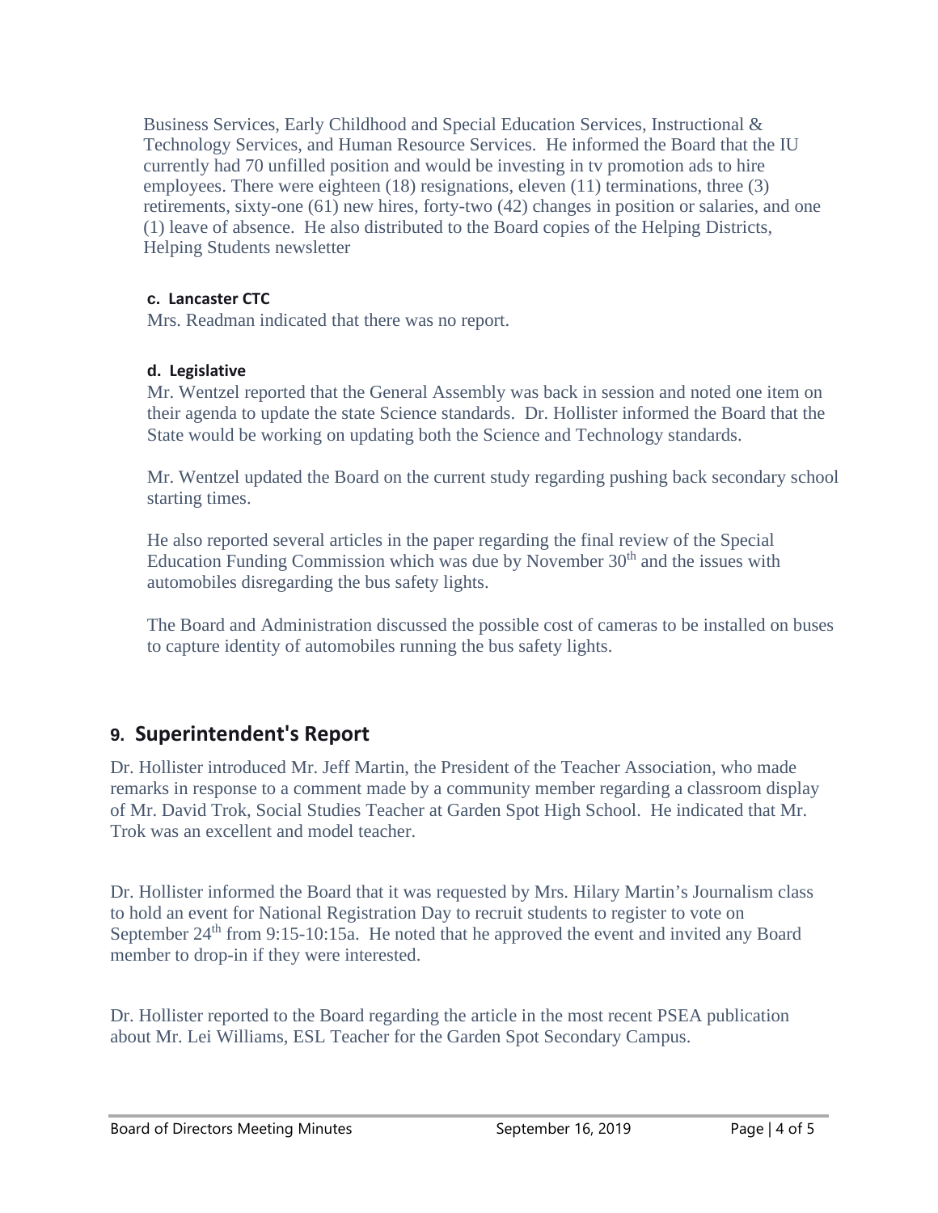Business Services, Early Childhood and Special Education Services, Instructional & Technology Services, and Human Resource Services. He informed the Board that the IU currently had 70 unfilled position and would be investing in tv promotion ads to hire employees. There were eighteen (18) resignations, eleven (11) terminations, three (3) retirements, sixty-one (61) new hires, forty-two (42) changes in position or salaries, and one (1) leave of absence. He also distributed to the Board copies of the Helping Districts, Helping Students newsletter

**c. Lancaster CTC**

Mrs. Readman indicated that there was no report.

**d. Legislative**

Mr. Wentzel reported that the General Assembly was back in session and noted one item on their agenda to update the state Science standards. Dr. Hollister informed the Board that the State would be working on updating both the Science and Technology standards.

Mr. Wentzel updated the Board on the current study regarding pushing back secondary school starting times.

He also reported several articles in the paper regarding the final review of the Special Education Funding Commission which was due by November 30th and the issues with automobiles disregarding the bus safety lights.

The Board and Administration discussed the possible cost of cameras to be installed on buses to capture identity of automobiles running the bus safety lights.

## 9. Superintendent's Report

Dr. Hollister introduced Mr. Jeff Martin, the President of the Teacher Association, who made remarks in response to a comment made by a community member regarding a classroom display of Mr. David Trok, Social Studies Teacher at Garden Spot High School. He indicated that Mr. Trok was an excellent and model teacher.

Dr. Hollister informed the Board that it was requested by Mrs. Hilary Martin's Journalism class to hold an event for National Registration Day to recruit students to register to vote on September 24th from 9:15-10:15a. He noted that he approved the event and invited any Board member to drop-in if they were interested.

Dr. Hollister reported to the Board regarding the article in the most recent PSEA publication about Mr. Lei Williams, ESL Teacher for the Garden Spot Secondary Campus.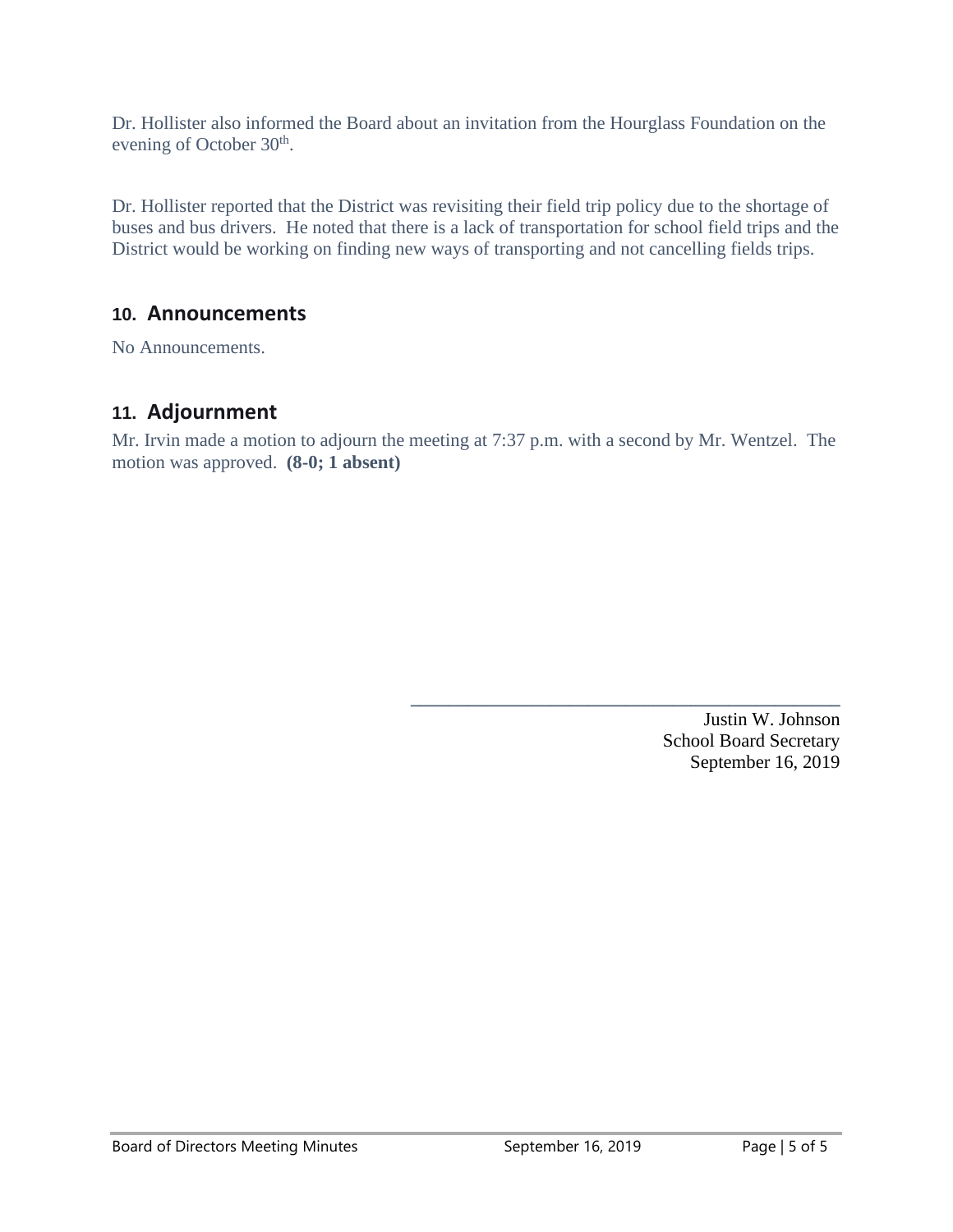Dr. Hollister also informed the Board about an invitation from the Hourglass Foundation on the evening of October 30th.

Dr. Hollister reported that the District was revisiting their field trip policy due to the shortage of buses and bus drivers. He noted that there is a lack of transportation for school field trips and the District would be working on finding new ways of transporting and not cancelling fields trips.

## 10. Announcements

No Announcements.

## 11. Adjournment

Mr. Irvin made a motion to adjourn the meeting at 7:37 p.m. with a second by Mr. Wentzel. The motion was approved. **(8-0; 1 absent)**

\_\_\_\_\_\_\_\_\_\_\_\_\_\_\_\_\_\_\_\_\_\_\_\_\_\_\_\_\_\_\_\_\_\_\_\_\_\_\_\_\_\_

Justin W. Johnson
School Board Secretary
September 16, 2019